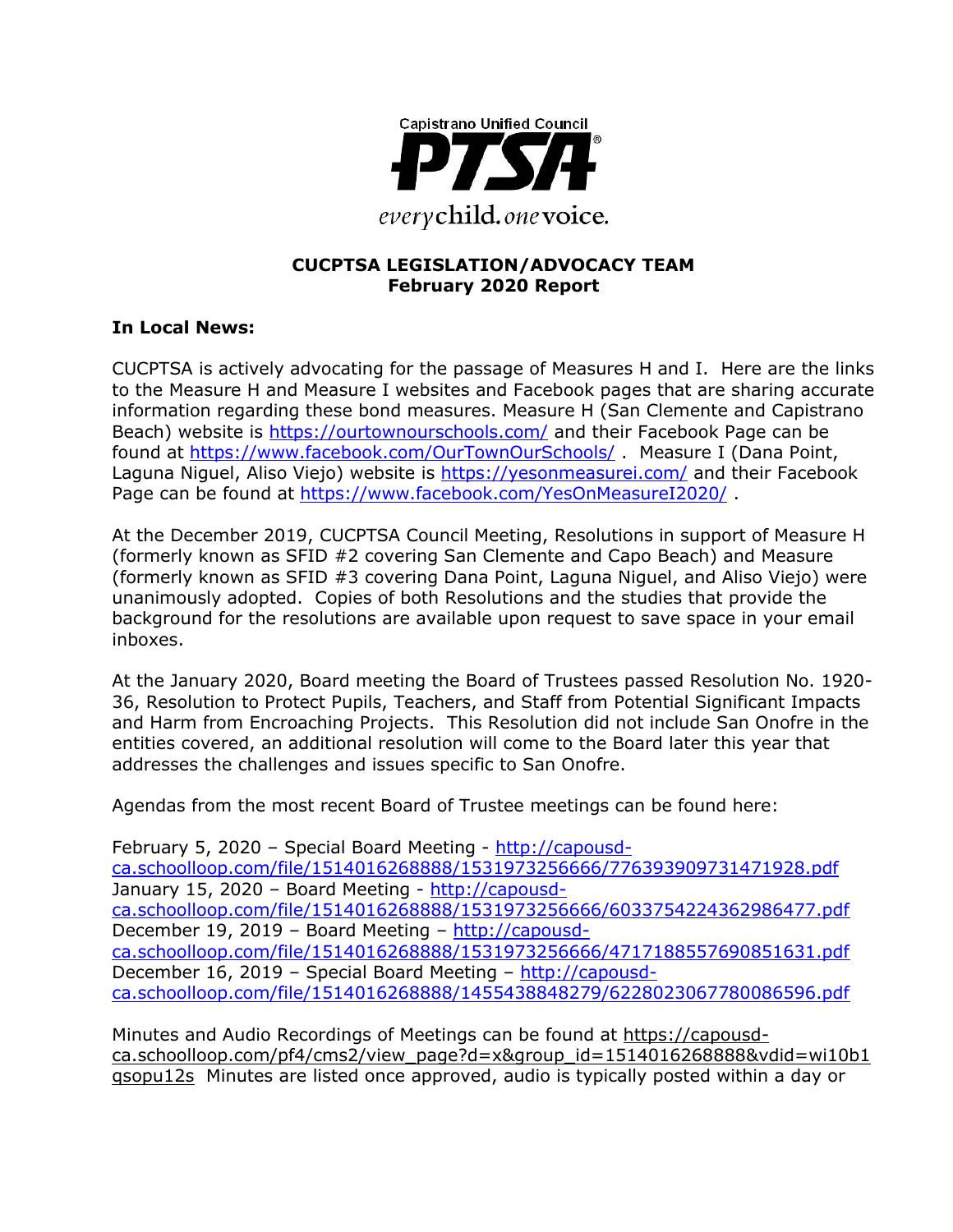Capistrano Unified Council

PTSA®

*every* child. *one* voice.

**CUCPTSA LEGISLATION/ADVOCACY TEAM**
**February 2020 Report**

**In Local News:**

CUCPTSA is actively advocating for the passage of Measures H and I. Here are the links to the Measure H and Measure I websites and Facebook pages that are sharing accurate information regarding these bond measures. Measure H (San Clemente and Capistrano Beach) website is https://ourtownourschools.com/ and their Facebook Page can be found at https://www.facebook.com/OurTownOurSchools/ . Measure I (Dana Point, Laguna Niguel, Aliso Viejo) website is https://yesonmeasurei.com/ and their Facebook Page can be found at https://www.facebook.com/YesOnMeasureI2020/ .

At the December 2019, CUCPTSA Council Meeting, Resolutions in support of Measure H (formerly known as SFID #2 covering San Clemente and Capo Beach) and Measure (formerly known as SFID #3 covering Dana Point, Laguna Niguel, and Aliso Viejo) were unanimously adopted. Copies of both Resolutions and the studies that provide the background for the resolutions are available upon request to save space in your email inboxes.

At the January 2020, Board meeting the Board of Trustees passed Resolution No. 1920-36, Resolution to Protect Pupils, Teachers, and Staff from Potential Significant Impacts and Harm from Encroaching Projects. This Resolution did not include San Onofre in the entities covered, an additional resolution will come to the Board later this year that addresses the challenges and issues specific to San Onofre.

Agendas from the most recent Board of Trustee meetings can be found here:

February 5, 2020 – Special Board Meeting - http://capousd-ca.schoolloop.com/file/1514016268888/1531973256666/776393909731471928.pdf
January 15, 2020 – Board Meeting - http://capousd-ca.schoolloop.com/file/1514016268888/1531973256666/6033754224362986477.pdf
December 19, 2019 – Board Meeting – http://capousd-ca.schoolloop.com/file/1514016268888/1531973256666/4717188557690851631.pdf
December 16, 2019 – Special Board Meeting – http://capousd-ca.schoolloop.com/file/1514016268888/1455438848279/6228023067780086596.pdf

Minutes and Audio Recordings of Meetings can be found at https://capousd-ca.schoolloop.com/pf4/cms2/view_page?d=x&group_id=1514016268888&vdid=wi10b1qsopu12s Minutes are listed once approved, audio is typically posted within a day or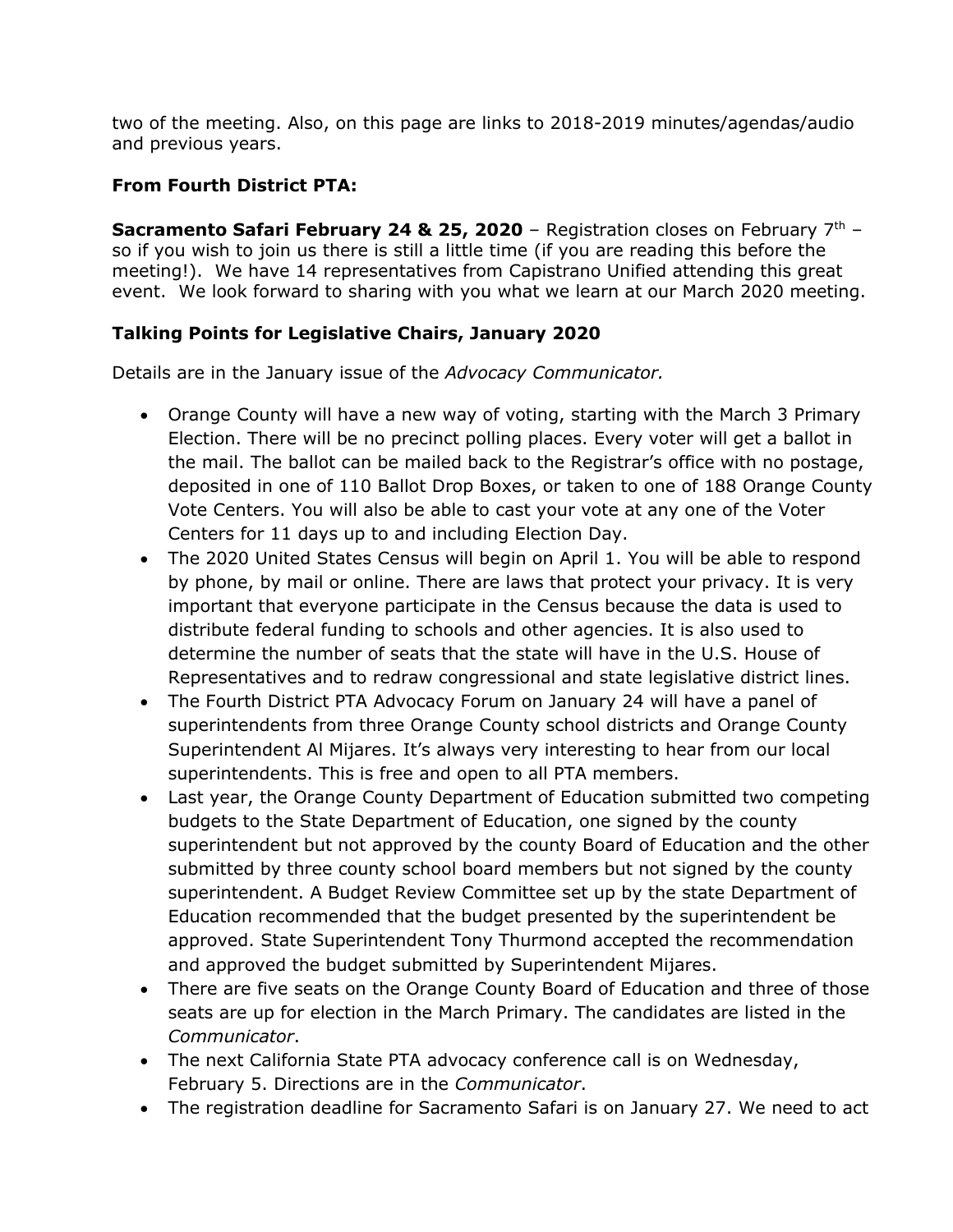two of the meeting. Also, on this page are links to 2018-2019 minutes/agendas/audio and previous years.

**From Fourth District PTA:**

**Sacramento Safari February 24 & 25, 2020** – Registration closes on February 7th – so if you wish to join us there is still a little time (if you are reading this before the meeting!). We have 14 representatives from Capistrano Unified attending this great event. We look forward to sharing with you what we learn at our March 2020 meeting.

**Talking Points for Legislative Chairs, January 2020**

Details are in the January issue of the *Advocacy Communicator.*

- Orange County will have a new way of voting, starting with the March 3 Primary Election. There will be no precinct polling places. Every voter will get a ballot in the mail. The ballot can be mailed back to the Registrar's office with no postage, deposited in one of 110 Ballot Drop Boxes, or taken to one of 188 Orange County Vote Centers. You will also be able to cast your vote at any one of the Voter Centers for 11 days up to and including Election Day.
- The 2020 United States Census will begin on April 1. You will be able to respond by phone, by mail or online. There are laws that protect your privacy. It is very important that everyone participate in the Census because the data is used to distribute federal funding to schools and other agencies. It is also used to determine the number of seats that the state will have in the U.S. House of Representatives and to redraw congressional and state legislative district lines.
- The Fourth District PTA Advocacy Forum on January 24 will have a panel of superintendents from three Orange County school districts and Orange County Superintendent Al Mijares. It's always very interesting to hear from our local superintendents. This is free and open to all PTA members.
- Last year, the Orange County Department of Education submitted two competing budgets to the State Department of Education, one signed by the county superintendent but not approved by the county Board of Education and the other submitted by three county school board members but not signed by the county superintendent. A Budget Review Committee set up by the state Department of Education recommended that the budget presented by the superintendent be approved. State Superintendent Tony Thurmond accepted the recommendation and approved the budget submitted by Superintendent Mijares.
- There are five seats on the Orange County Board of Education and three of those seats are up for election in the March Primary. The candidates are listed in the *Communicator*.
- The next California State PTA advocacy conference call is on Wednesday, February 5. Directions are in the *Communicator*.
- The registration deadline for Sacramento Safari is on January 27. We need to act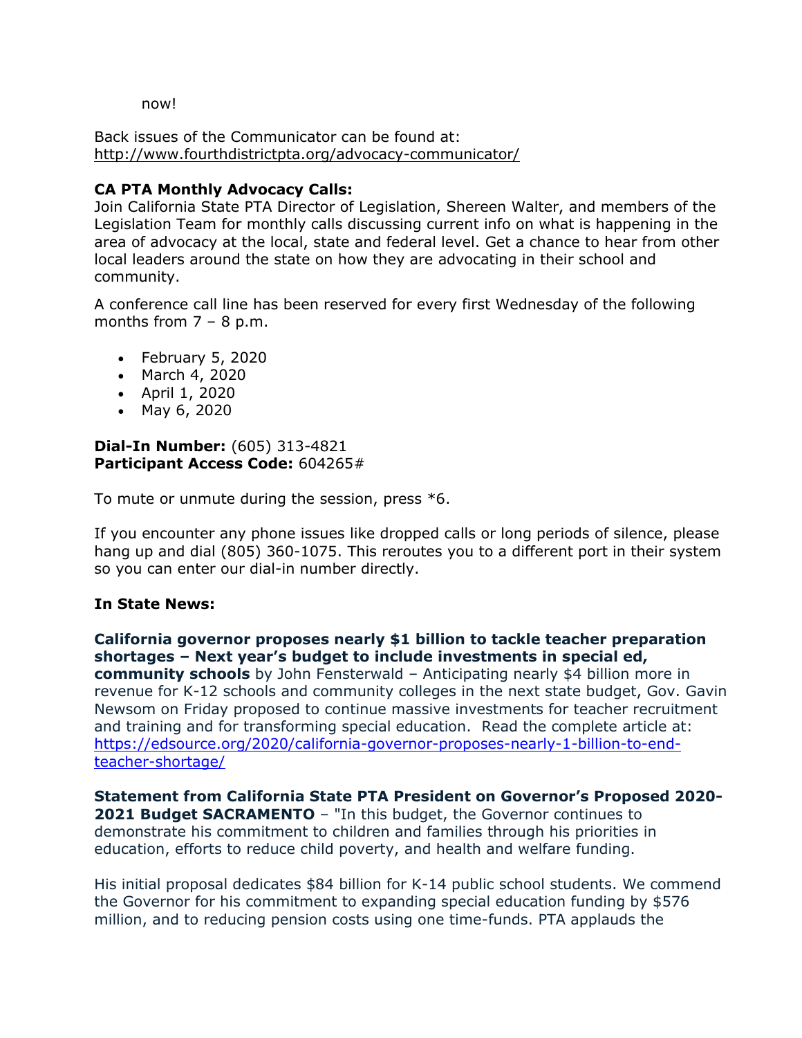now!

Back issues of the Communicator can be found at: [http://www.fourthdistrictpta.org/advocacy-communicator/](http://www.fourthdistrictpta.org/advocacy-communicator/)

**CA PTA Monthly Advocacy Calls:**
Join California State PTA Director of Legislation, Shereen Walter, and members of the Legislation Team for monthly calls discussing current info on what is happening in the area of advocacy at the local, state and federal level. Get a chance to hear from other local leaders around the state on how they are advocating in their school and community.

A conference call line has been reserved for every first Wednesday of the following months from 7 – 8 p.m.

- February 5, 2020
- March 4, 2020
- April 1, 2020
- May 6, 2020

**Dial-In Number:** (605) 313-4821
**Participant Access Code:** 604265#

To mute or unmute during the session, press *6.

If you encounter any phone issues like dropped calls or long periods of silence, please hang up and dial (805) 360-1075. This reroutes you to a different port in their system so you can enter our dial-in number directly.

**In State News:**

**California governor proposes nearly $1 billion to tackle teacher preparation shortages – Next year's budget to include investments in special ed, community schools** by John Fensterwald – Anticipating nearly $4 billion more in revenue for K-12 schools and community colleges in the next state budget, Gov. Gavin Newsom on Friday proposed to continue massive investments for teacher recruitment and training and for transforming special education. Read the complete article at: [https://edsource.org/2020/california-governor-proposes-nearly-1-billion-to-end-teacher-shortage/](https://edsource.org/2020/california-governor-proposes-nearly-1-billion-to-end-teacher-shortage/)

**Statement from California State PTA President on Governor's Proposed 2020-2021 Budget SACRAMENTO** – "In this budget, the Governor continues to demonstrate his commitment to children and families through his priorities in education, efforts to reduce child poverty, and health and welfare funding.

His initial proposal dedicates $84 billion for K-14 public school students. We commend the Governor for his commitment to expanding special education funding by $576 million, and to reducing pension costs using one time-funds. PTA applauds the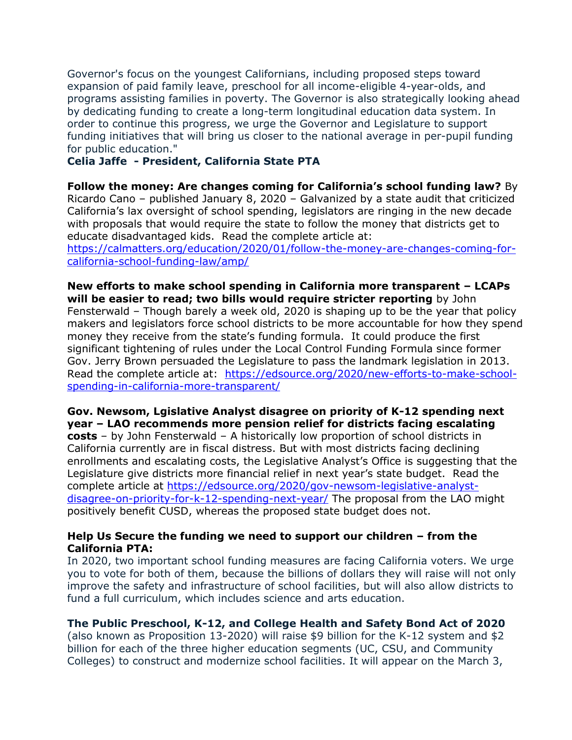Governor's focus on the youngest Californians, including proposed steps toward expansion of paid family leave, preschool for all income-eligible 4-year-olds, and programs assisting families in poverty. The Governor is also strategically looking ahead by dedicating funding to create a long-term longitudinal education data system. In order to continue this progress, we urge the Governor and Legislature to support funding initiatives that will bring us closer to the national average in per-pupil funding for public education."

**Celia Jaffe - President, California State PTA**

**Follow the money: Are changes coming for California's school funding law?** By Ricardo Cano – published January 8, 2020 – Galvanized by a state audit that criticized California's lax oversight of school spending, legislators are ringing in the new decade with proposals that would require the state to follow the money that districts get to educate disadvantaged kids. Read the complete article at: https://calmatters.org/education/2020/01/follow-the-money-are-changes-coming-for-california-school-funding-law/amp/

**New efforts to make school spending in California more transparent – LCAPs will be easier to read; two bills would require stricter reporting** by John Fensterwald – Though barely a week old, 2020 is shaping up to be the year that policy makers and legislators force school districts to be more accountable for how they spend money they receive from the state's funding formula. It could produce the first significant tightening of rules under the Local Control Funding Formula since former Gov. Jerry Brown persuaded the Legislature to pass the landmark legislation in 2013. Read the complete article at: https://edsource.org/2020/new-efforts-to-make-school-spending-in-california-more-transparent/

**Gov. Newsom, Lgislative Analyst disagree on priority of K-12 spending next year – LAO recommends more pension relief for districts facing escalating costs** – by John Fensterwald – A historically low proportion of school districts in California currently are in fiscal distress. But with most districts facing declining enrollments and escalating costs, the Legislative Analyst's Office is suggesting that the Legislature give districts more financial relief in next year's state budget. Read the complete article at https://edsource.org/2020/gov-newsom-legislative-analyst-disagree-on-priority-for-k-12-spending-next-year/ The proposal from the LAO might positively benefit CUSD, whereas the proposed state budget does not.

**Help Us Secure the funding we need to support our children – from the California PTA:**

In 2020, two important school funding measures are facing California voters. We urge you to vote for both of them, because the billions of dollars they will raise will not only improve the safety and infrastructure of school facilities, but will also allow districts to fund a full curriculum, which includes science and arts education.

**The Public Preschool, K-12, and College Health and Safety Bond Act of 2020** (also known as Proposition 13-2020) will raise $9 billion for the K-12 system and $2 billion for each of the three higher education segments (UC, CSU, and Community Colleges) to construct and modernize school facilities. It will appear on the March 3,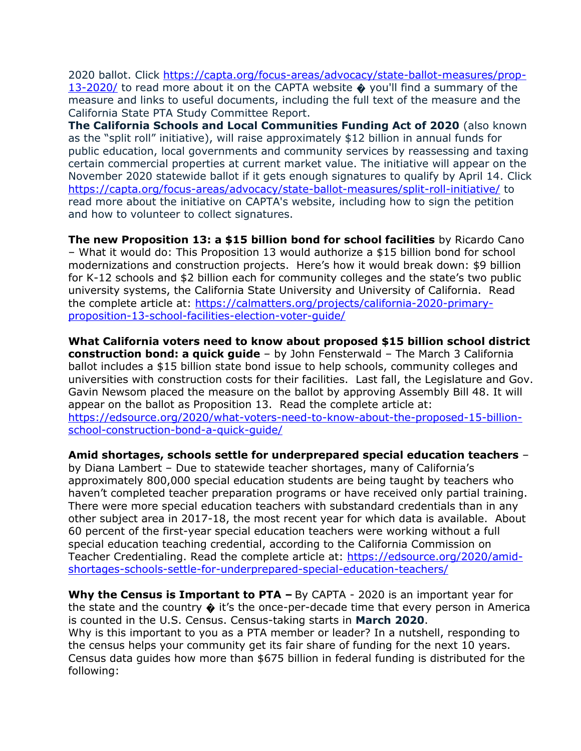2020 ballot. Click [https://capta.org/focus-areas/advocacy/state-ballot-measures/prop-13-2020/](https://capta.org/focus-areas/advocacy/state-ballot-measures/prop-13-2020/) to read more about it on the CAPTA website � you'll find a summary of the measure and links to useful documents, including the full text of the measure and the California State PTA Study Committee Report.

**The California Schools and Local Communities Funding Act of 2020** (also known as the "split roll" initiative), will raise approximately $12 billion in annual funds for public education, local governments and community services by reassessing and taxing certain commercial properties at current market value. The initiative will appear on the November 2020 statewide ballot if it gets enough signatures to qualify by April 14. Click [https://capta.org/focus-areas/advocacy/state-ballot-measures/split-roll-initiative/](https://capta.org/focus-areas/advocacy/state-ballot-measures/split-roll-initiative/) to read more about the initiative on CAPTA's website, including how to sign the petition and how to volunteer to collect signatures.

**The new Proposition 13: a $15 billion bond for school facilities** by Ricardo Cano – What it would do: This Proposition 13 would authorize a $15 billion bond for school modernizations and construction projects. Here's how it would break down: $9 billion for K-12 schools and $2 billion each for community colleges and the state's two public university systems, the California State University and University of California. Read the complete article at: [https://calmatters.org/projects/california-2020-primary-proposition-13-school-facilities-election-voter-guide/](https://calmatters.org/projects/california-2020-primary-proposition-13-school-facilities-election-voter-guide/)

**What California voters need to know about proposed $15 billion school district construction bond: a quick guide** – by John Fensterwald – The March 3 California ballot includes a $15 billion state bond issue to help schools, community colleges and universities with construction costs for their facilities. Last fall, the Legislature and Gov. Gavin Newsom placed the measure on the ballot by approving Assembly Bill 48. It will appear on the ballot as Proposition 13. Read the complete article at: [https://edsource.org/2020/what-voters-need-to-know-about-the-proposed-15-billion-school-construction-bond-a-quick-guide/](https://edsource.org/2020/what-voters-need-to-know-about-the-proposed-15-billion-school-construction-bond-a-quick-guide/)

**Amid shortages, schools settle for underprepared special education teachers** – by Diana Lambert – Due to statewide teacher shortages, many of California's approximately 800,000 special education students are being taught by teachers who haven't completed teacher preparation programs or have received only partial training. There were more special education teachers with substandard credentials than in any other subject area in 2017-18, the most recent year for which data is available. About 60 percent of the first-year special education teachers were working without a full special education teaching credential, according to the California Commission on Teacher Credentialing. Read the complete article at: [https://edsource.org/2020/amid-shortages-schools-settle-for-underprepared-special-education-teachers/](https://edsource.org/2020/amid-shortages-schools-settle-for-underprepared-special-education-teachers/)

**Why the Census is Important to PTA –** By CAPTA - 2020 is an important year for the state and the country � it's the once-per-decade time that every person in America is counted in the U.S. Census. Census-taking starts in **March 2020**.
Why is this important to you as a PTA member or leader? In a nutshell, responding to the census helps your community get its fair share of funding for the next 10 years. Census data guides how more than $675 billion in federal funding is distributed for the following: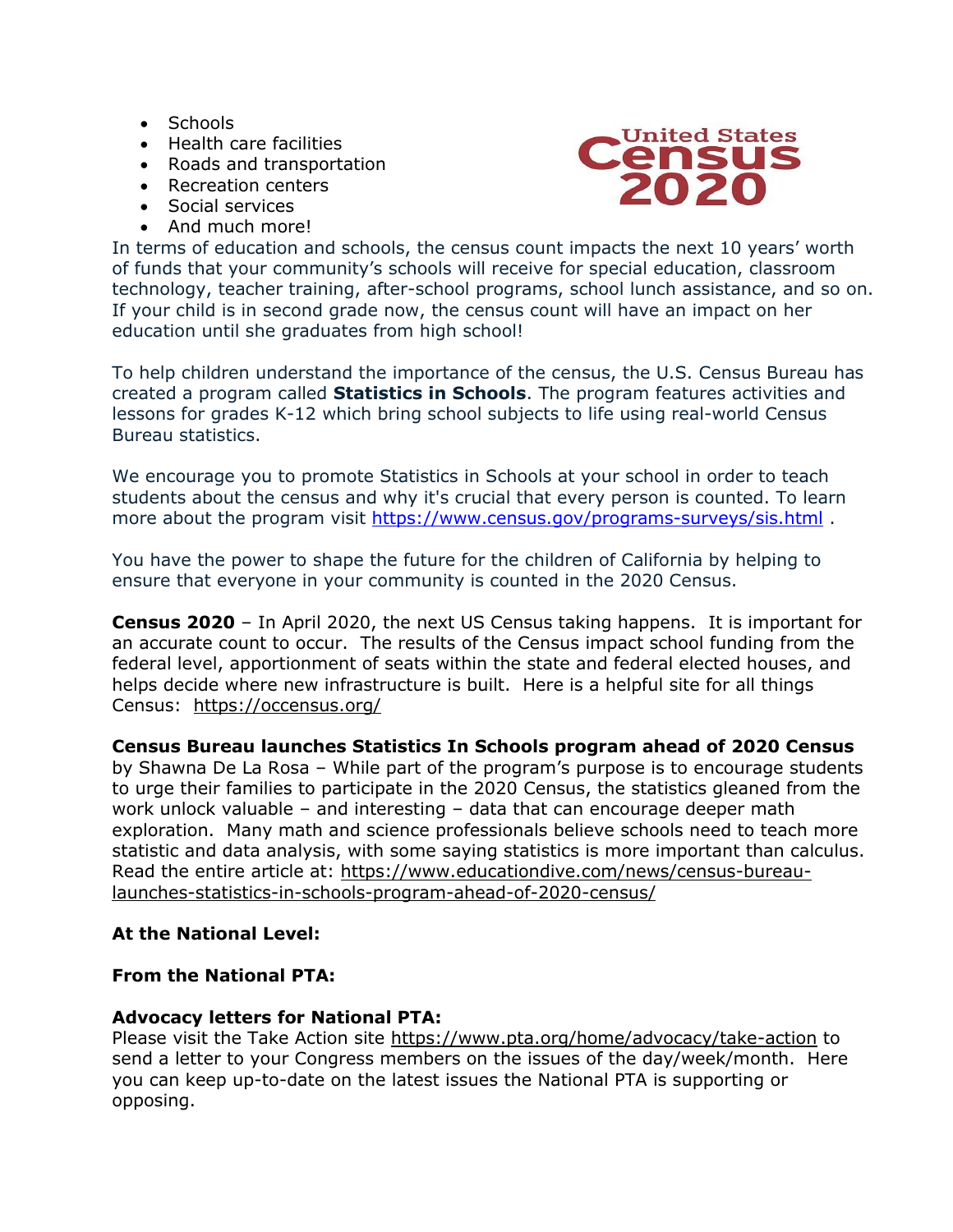- Schools
- Health care facilities
- Roads and transportation
- Recreation centers
- Social services
- And much more!

United States Census 2020

In terms of education and schools, the census count impacts the next 10 years' worth of funds that your community's schools will receive for special education, classroom technology, teacher training, after-school programs, school lunch assistance, and so on. If your child is in second grade now, the census count will have an impact on her education until she graduates from high school!

To help children understand the importance of the census, the U.S. Census Bureau has created a program called **Statistics in Schools**. The program features activities and lessons for grades K-12 which bring school subjects to life using real-world Census Bureau statistics.

We encourage you to promote Statistics in Schools at your school in order to teach students about the census and why it's crucial that every person is counted. To learn more about the program visit https://www.census.gov/programs-surveys/sis.html .

You have the power to shape the future for the children of California by helping to ensure that everyone in your community is counted in the 2020 Census.

**Census 2020** – In April 2020, the next US Census taking happens. It is important for an accurate count to occur. The results of the Census impact school funding from the federal level, apportionment of seats within the state and federal elected houses, and helps decide where new infrastructure is built. Here is a helpful site for all things Census: https://occensus.org/

**Census Bureau launches Statistics In Schools program ahead of 2020 Census**
by Shawna De La Rosa – While part of the program's purpose is to encourage students to urge their families to participate in the 2020 Census, the statistics gleaned from the work unlock valuable – and interesting – data that can encourage deeper math exploration. Many math and science professionals believe schools need to teach more statistic and data analysis, with some saying statistics is more important than calculus. Read the entire article at: https://www.educationdive.com/news/census-bureau-launches-statistics-in-schools-program-ahead-of-2020-census/

**At the National Level:**

**From the National PTA:**

**Advocacy letters for National PTA:**
Please visit the Take Action site https://www.pta.org/home/advocacy/take-action to send a letter to your Congress members on the issues of the day/week/month. Here you can keep up-to-date on the latest issues the National PTA is supporting or opposing.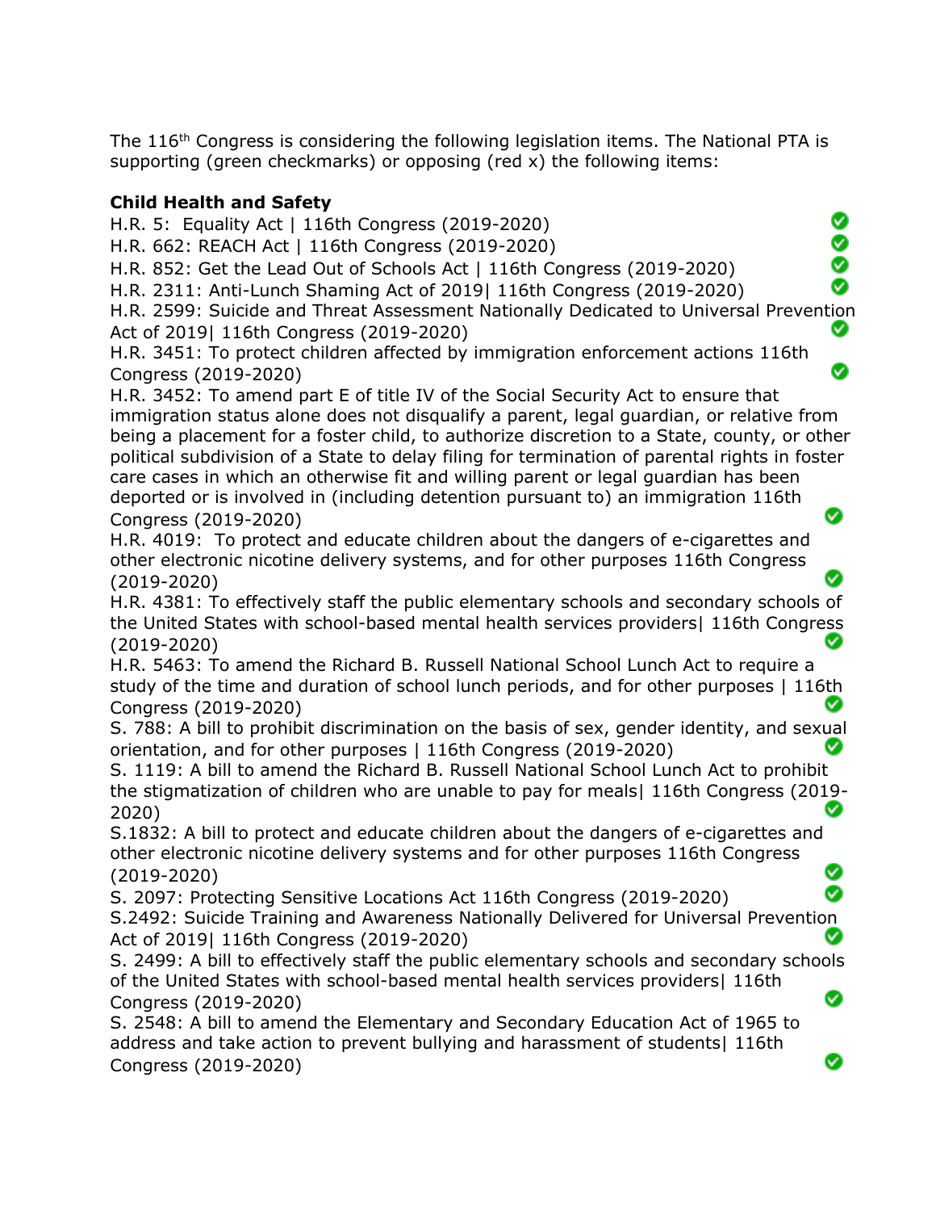The 116th Congress is considering the following legislation items. The National PTA is supporting (green checkmarks) or opposing (red x) the following items:

**Child Health and Safety**

H.R. 5: Equality Act | 116th Congress (2019-2020) ✅
H.R. 662: REACH Act | 116th Congress (2019-2020) ✅
H.R. 852: Get the Lead Out of Schools Act | 116th Congress (2019-2020) ✅
H.R. 2311: Anti-Lunch Shaming Act of 2019| 116th Congress (2019-2020) ✅
H.R. 2599: Suicide and Threat Assessment Nationally Dedicated to Universal Prevention Act of 2019| 116th Congress (2019-2020) ✅
H.R. 3451: To protect children affected by immigration enforcement actions 116th Congress (2019-2020) ✅
H.R. 3452: To amend part E of title IV of the Social Security Act to ensure that immigration status alone does not disqualify a parent, legal guardian, or relative from being a placement for a foster child, to authorize discretion to a State, county, or other political subdivision of a State to delay filing for termination of parental rights in foster care cases in which an otherwise fit and willing parent or legal guardian has been deported or is involved in (including detention pursuant to) an immigration 116th Congress (2019-2020) ✅
H.R. 4019: To protect and educate children about the dangers of e-cigarettes and other electronic nicotine delivery systems, and for other purposes 116th Congress (2019-2020) ✅
H.R. 4381: To effectively staff the public elementary schools and secondary schools of the United States with school-based mental health services providers| 116th Congress (2019-2020) ✅
H.R. 5463: To amend the Richard B. Russell National School Lunch Act to require a study of the time and duration of school lunch periods, and for other purposes | 116th Congress (2019-2020) ✅
S. 788: A bill to prohibit discrimination on the basis of sex, gender identity, and sexual orientation, and for other purposes | 116th Congress (2019-2020) ✅
S. 1119: A bill to amend the Richard B. Russell National School Lunch Act to prohibit the stigmatization of children who are unable to pay for meals| 116th Congress (2019-2020) ✅
S.1832: A bill to protect and educate children about the dangers of e-cigarettes and other electronic nicotine delivery systems and for other purposes 116th Congress (2019-2020) ✅
S. 2097: Protecting Sensitive Locations Act 116th Congress (2019-2020) ✅
S.2492: Suicide Training and Awareness Nationally Delivered for Universal Prevention Act of 2019| 116th Congress (2019-2020) ✅
S. 2499: A bill to effectively staff the public elementary schools and secondary schools of the United States with school-based mental health services providers| 116th Congress (2019-2020) ✅
S. 2548: A bill to amend the Elementary and Secondary Education Act of 1965 to address and take action to prevent bullying and harassment of students| 116th Congress (2019-2020) ✅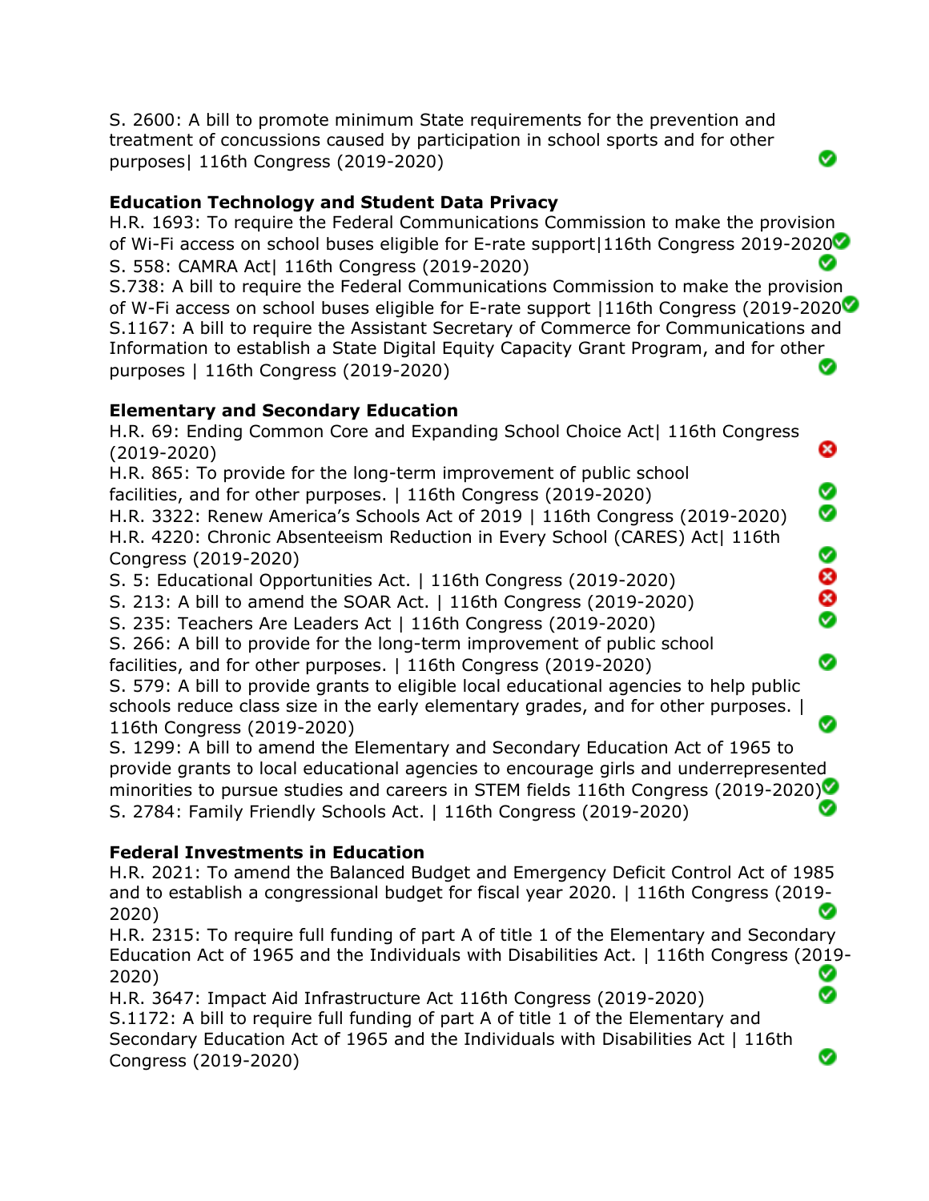S. 2600: A bill to promote minimum State requirements for the prevention and treatment of concussions caused by participation in school sports and for other purposes| 116th Congress (2019-2020) ✅

**Education Technology and Student Data Privacy**

H.R. 1693: To require the Federal Communications Commission to make the provision of Wi-Fi access on school buses eligible for E-rate support|116th Congress 2019-2020 ✅
S. 558: CAMRA Act| 116th Congress (2019-2020) ✅
S.738: A bill to require the Federal Communications Commission to make the provision of W-Fi access on school buses eligible for E-rate support |116th Congress (2019-2020 ✅
S.1167: A bill to require the Assistant Secretary of Commerce for Communications and Information to establish a State Digital Equity Capacity Grant Program, and for other purposes | 116th Congress (2019-2020) ✅

**Elementary and Secondary Education**

H.R. 69: Ending Common Core and Expanding School Choice Act| 116th Congress (2019-2020) ❌
H.R. 865: To provide for the long-term improvement of public school facilities, and for other purposes. | 116th Congress (2019-2020) ✅
H.R. 3322: Renew America's Schools Act of 2019 | 116th Congress (2019-2020) ✅
H.R. 4220: Chronic Absenteeism Reduction in Every School (CARES) Act| 116th Congress (2019-2020) ✅
S. 5: Educational Opportunities Act. | 116th Congress (2019-2020) ❌
S. 213: A bill to amend the SOAR Act. | 116th Congress (2019-2020) ❌
S. 235: Teachers Are Leaders Act | 116th Congress (2019-2020) ✅
S. 266: A bill to provide for the long-term improvement of public school facilities, and for other purposes. | 116th Congress (2019-2020) ✅
S. 579: A bill to provide grants to eligible local educational agencies to help public schools reduce class size in the early elementary grades, and for other purposes. | 116th Congress (2019-2020) ✅
S. 1299: A bill to amend the Elementary and Secondary Education Act of 1965 to provide grants to local educational agencies to encourage girls and underrepresented minorities to pursue studies and careers in STEM fields 116th Congress (2019-2020) ✅
S. 2784: Family Friendly Schools Act. | 116th Congress (2019-2020) ✅

**Federal Investments in Education**

H.R. 2021: To amend the Balanced Budget and Emergency Deficit Control Act of 1985 and to establish a congressional budget for fiscal year 2020. | 116th Congress (2019-2020) ✅
H.R. 2315: To require full funding of part A of title 1 of the Elementary and Secondary Education Act of 1965 and the Individuals with Disabilities Act. | 116th Congress (2019-2020) ✅
H.R. 3647: Impact Aid Infrastructure Act 116th Congress (2019-2020) ✅
S.1172: A bill to require full funding of part A of title 1 of the Elementary and Secondary Education Act of 1965 and the Individuals with Disabilities Act | 116th Congress (2019-2020) ✅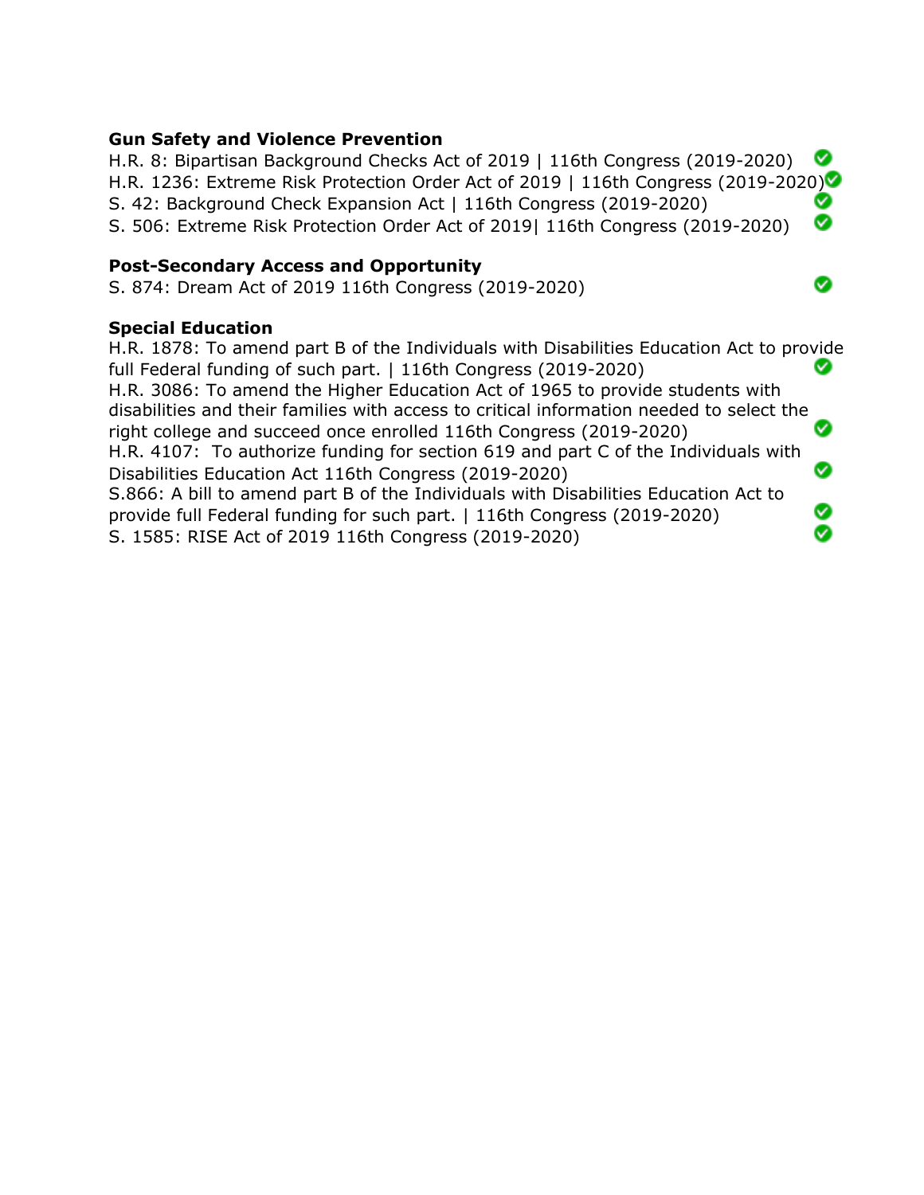**Gun Safety and Violence Prevention**

H.R. 8: Bipartisan Background Checks Act of 2019 | 116th Congress (2019-2020) ✓
H.R. 1236: Extreme Risk Protection Order Act of 2019 | 116th Congress (2019-2020) ✓
S. 42: Background Check Expansion Act | 116th Congress (2019-2020) ✓
S. 506: Extreme Risk Protection Order Act of 2019| 116th Congress (2019-2020) ✓

**Post-Secondary Access and Opportunity**

S. 874: Dream Act of 2019 116th Congress (2019-2020) ✓

**Special Education**

H.R. 1878: To amend part B of the Individuals with Disabilities Education Act to provide full Federal funding of such part. | 116th Congress (2019-2020) ✓
H.R. 3086: To amend the Higher Education Act of 1965 to provide students with disabilities and their families with access to critical information needed to select the right college and succeed once enrolled 116th Congress (2019-2020) ✓
H.R. 4107: To authorize funding for section 619 and part C of the Individuals with Disabilities Education Act 116th Congress (2019-2020) ✓
S.866: A bill to amend part B of the Individuals with Disabilities Education Act to provide full Federal funding for such part. | 116th Congress (2019-2020) ✓
S. 1585: RISE Act of 2019 116th Congress (2019-2020) ✓